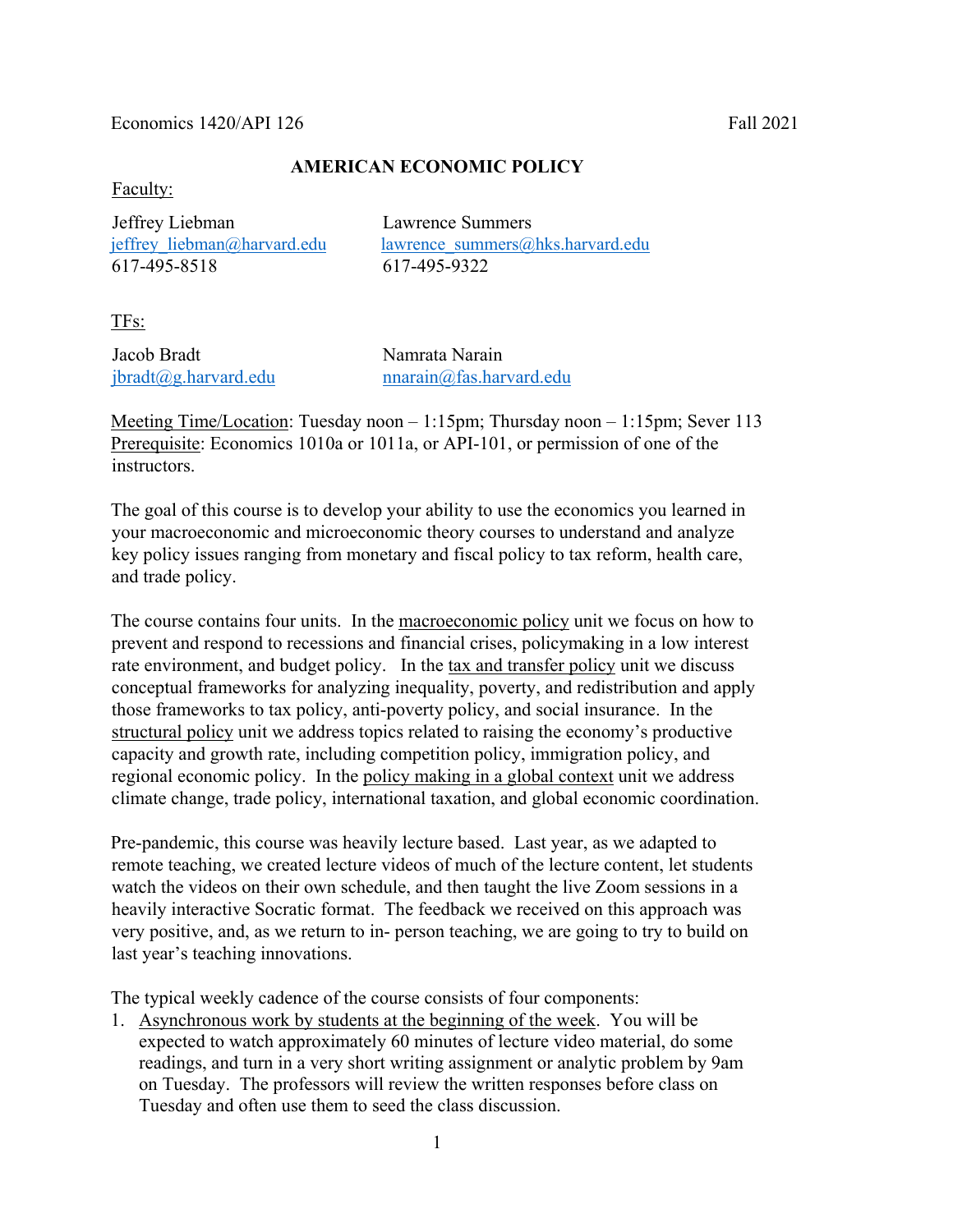Economics 1420/API 126 Fall 2021

# AMERICAN ECONOMIC POLICY

Faculty:

Jeffrey Liebman
jeffrey_liebman@harvard.edu
617-495-8518

Lawrence Summers
lawrence_summers@hks.harvard.edu
617-495-9322

TFs:

Jacob Bradt
jbradt@g.harvard.edu

Namrata Narain
nnarain@fas.harvard.edu

Meeting Time/Location: Tuesday noon – 1:15pm; Thursday noon – 1:15pm; Sever 113
Prerequisite: Economics 1010a or 1011a, or API-101, or permission of one of the instructors.

The goal of this course is to develop your ability to use the economics you learned in your macroeconomic and microeconomic theory courses to understand and analyze key policy issues ranging from monetary and fiscal policy to tax reform, health care, and trade policy.

The course contains four units. In the macroeconomic policy unit we focus on how to prevent and respond to recessions and financial crises, policymaking in a low interest rate environment, and budget policy. In the tax and transfer policy unit we discuss conceptual frameworks for analyzing inequality, poverty, and redistribution and apply those frameworks to tax policy, anti-poverty policy, and social insurance. In the structural policy unit we address topics related to raising the economy's productive capacity and growth rate, including competition policy, immigration policy, and regional economic policy. In the policy making in a global context unit we address climate change, trade policy, international taxation, and global economic coordination.

Pre-pandemic, this course was heavily lecture based. Last year, as we adapted to remote teaching, we created lecture videos of much of the lecture content, let students watch the videos on their own schedule, and then taught the live Zoom sessions in a heavily interactive Socratic format. The feedback we received on this approach was very positive, and, as we return to in- person teaching, we are going to try to build on last year's teaching innovations.

The typical weekly cadence of the course consists of four components:

1. Asynchronous work by students at the beginning of the week. You will be expected to watch approximately 60 minutes of lecture video material, do some readings, and turn in a very short writing assignment or analytic problem by 9am on Tuesday. The professors will review the written responses before class on Tuesday and often use them to seed the class discussion.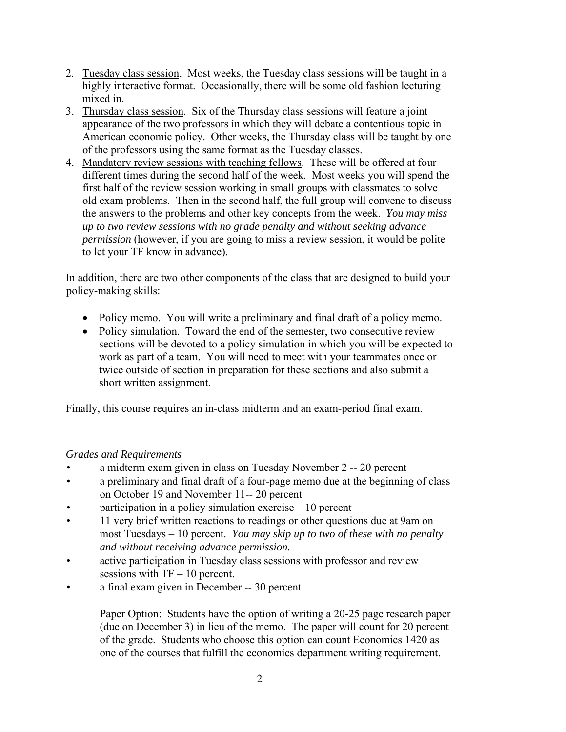2. <u>Tuesday class session</u>. Most weeks, the Tuesday class sessions will be taught in a highly interactive format. Occasionally, there will be some old fashion lecturing mixed in.
3. <u>Thursday class session</u>. Six of the Thursday class sessions will feature a joint appearance of the two professors in which they will debate a contentious topic in American economic policy. Other weeks, the Thursday class will be taught by one of the professors using the same format as the Tuesday classes.
4. <u>Mandatory review sessions with teaching fellows</u>. These will be offered at four different times during the second half of the week. Most weeks you will spend the first half of the review session working in small groups with classmates to solve old exam problems. Then in the second half, the full group will convene to discuss the answers to the problems and other key concepts from the week. *You may miss up to two review sessions with no grade penalty and without seeking advance permission* (however, if you are going to miss a review session, it would be polite to let your TF know in advance).

In addition, there are two other components of the class that are designed to build your policy-making skills:

- Policy memo. You will write a preliminary and final draft of a policy memo.
- Policy simulation. Toward the end of the semester, two consecutive review sections will be devoted to a policy simulation in which you will be expected to work as part of a team. You will need to meet with your teammates once or twice outside of section in preparation for these sections and also submit a short written assignment.

Finally, this course requires an in-class midterm and an exam-period final exam.

*Grades and Requirements*

- a midterm exam given in class on Tuesday November 2 -- 20 percent
- a preliminary and final draft of a four-page memo due at the beginning of class on October 19 and November 11-- 20 percent
- participation in a policy simulation exercise – 10 percent
- 11 very brief written reactions to readings or other questions due at 9am on most Tuesdays – 10 percent. *You may skip up to two of these with no penalty and without receiving advance permission.*
- active participation in Tuesday class sessions with professor and review sessions with TF – 10 percent.
- a final exam given in December -- 30 percent

  Paper Option: Students have the option of writing a 20-25 page research paper (due on December 3) in lieu of the memo. The paper will count for 20 percent of the grade. Students who choose this option can count Economics 1420 as one of the courses that fulfill the economics department writing requirement.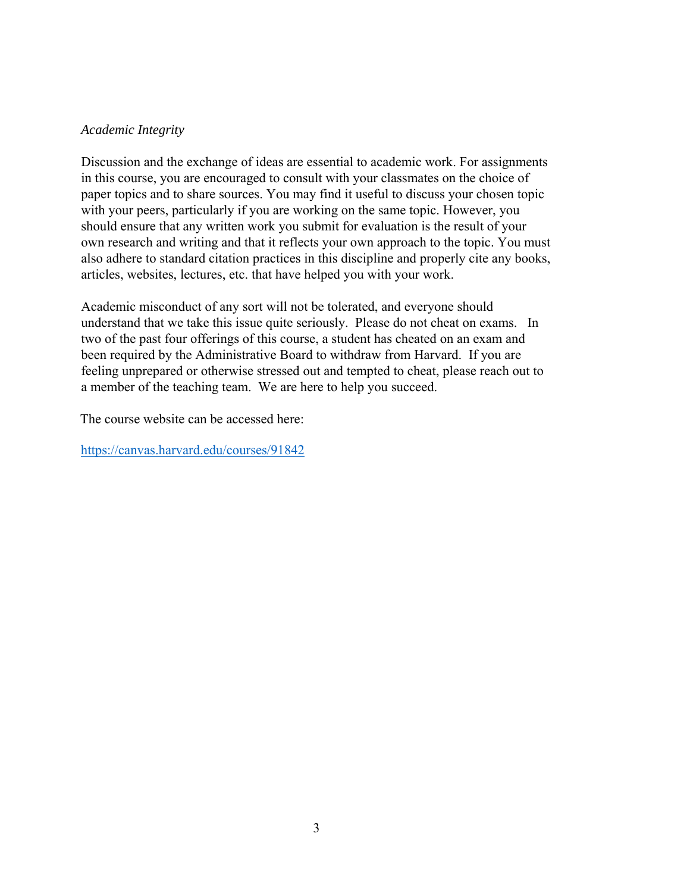*Academic Integrity*

Discussion and the exchange of ideas are essential to academic work. For assignments in this course, you are encouraged to consult with your classmates on the choice of paper topics and to share sources. You may find it useful to discuss your chosen topic with your peers, particularly if you are working on the same topic. However, you should ensure that any written work you submit for evaluation is the result of your own research and writing and that it reflects your own approach to the topic. You must also adhere to standard citation practices in this discipline and properly cite any books, articles, websites, lectures, etc. that have helped you with your work.

Academic misconduct of any sort will not be tolerated, and everyone should understand that we take this issue quite seriously. Please do not cheat on exams. In two of the past four offerings of this course, a student has cheated on an exam and been required by the Administrative Board to withdraw from Harvard. If you are feeling unprepared or otherwise stressed out and tempted to cheat, please reach out to a member of the teaching team. We are here to help you succeed.

The course website can be accessed here:

https://canvas.harvard.edu/courses/91842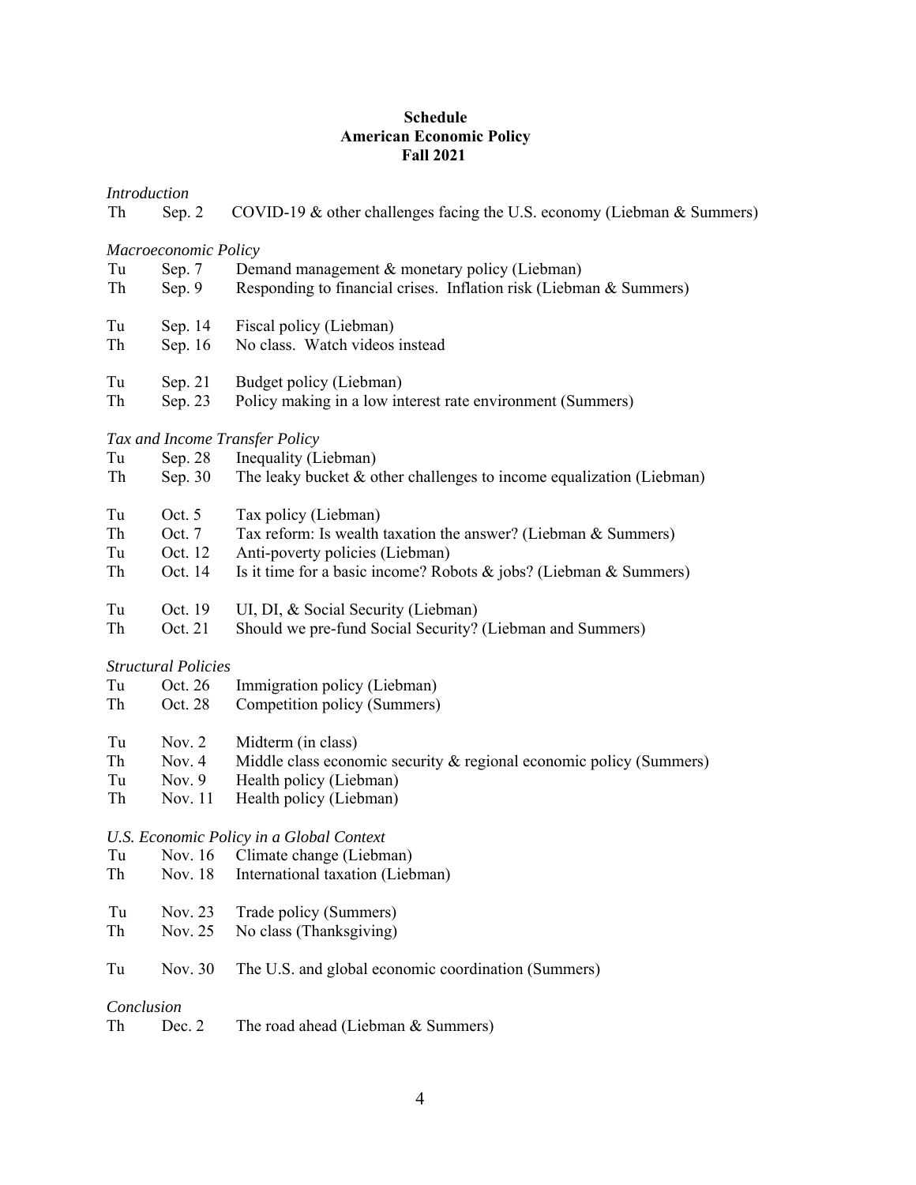**Schedule**
**American Economic Policy**
**Fall 2021**

*Introduction*

| | | |
|---|---|---|
| Th | Sep. 2 | COVID-19 & other challenges facing the U.S. economy (Liebman & Summers) |

*Macroeconomic Policy*

| | | |
|---|---|---|
| Tu | Sep. 7 | Demand management & monetary policy (Liebman) |
| Th | Sep. 9 | Responding to financial crises. Inflation risk (Liebman & Summers) |
| Tu | Sep. 14 | Fiscal policy (Liebman) |
| Th | Sep. 16 | No class. Watch videos instead |
| Tu | Sep. 21 | Budget policy (Liebman) |
| Th | Sep. 23 | Policy making in a low interest rate environment (Summers) |

*Tax and Income Transfer Policy*

| | | |
|---|---|---|
| Tu | Sep. 28 | Inequality (Liebman) |
| Th | Sep. 30 | The leaky bucket & other challenges to income equalization (Liebman) |
| Tu | Oct. 5 | Tax policy (Liebman) |
| Th | Oct. 7 | Tax reform: Is wealth taxation the answer? (Liebman & Summers) |
| Tu | Oct. 12 | Anti-poverty policies (Liebman) |
| Th | Oct. 14 | Is it time for a basic income? Robots & jobs? (Liebman & Summers) |
| Tu | Oct. 19 | UI, DI, & Social Security (Liebman) |
| Th | Oct. 21 | Should we pre-fund Social Security? (Liebman and Summers) |

*Structural Policies*

| | | |
|---|---|---|
| Tu | Oct. 26 | Immigration policy (Liebman) |
| Th | Oct. 28 | Competition policy (Summers) |
| Tu | Nov. 2 | Midterm (in class) |
| Th | Nov. 4 | Middle class economic security & regional economic policy (Summers) |
| Tu | Nov. 9 | Health policy (Liebman) |
| Th | Nov. 11 | Health policy (Liebman) |

*U.S. Economic Policy in a Global Context*

| | | |
|---|---|---|
| Tu | Nov. 16 | Climate change (Liebman) |
| Th | Nov. 18 | International taxation (Liebman) |
| Tu | Nov. 23 | Trade policy (Summers) |
| Th | Nov. 25 | No class (Thanksgiving) |
| Tu | Nov. 30 | The U.S. and global economic coordination (Summers) |

*Conclusion*

| | | |
|---|---|---|
| Th | Dec. 2 | The road ahead (Liebman & Summers) |